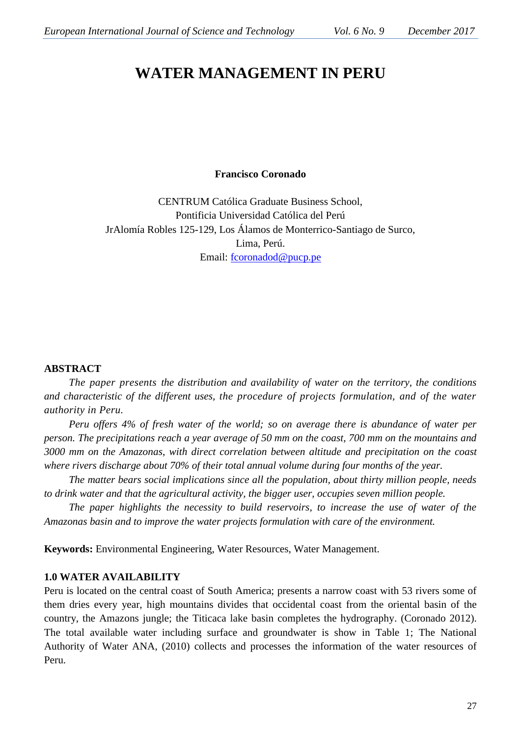# WATER MANAGEMENT IN PERU

**Francisco Coronado**

CENTRUM Católica Graduate Business School,
Pontificia Universidad Católica del Perú
JrAlomía Robles 125-129, Los Álamos de Monterrico-Santiago de Surco,
Lima, Perú.
Email: fcoronadod@pucp.pe

**ABSTRACT**

*The paper presents the distribution and availability of water on the territory, the conditions and characteristic of the different uses, the procedure of projects formulation, and of the water authority in Peru.*

*Peru offers 4% of fresh water of the world; so on average there is abundance of water per person. The precipitations reach a year average of 50 mm on the coast, 700 mm on the mountains and 3000 mm on the Amazonas, with direct correlation between altitude and precipitation on the coast where rivers discharge about 70% of their total annual volume during four months of the year.*

*The matter bears social implications since all the population, about thirty million people, needs to drink water and that the agricultural activity, the bigger user, occupies seven million people.*

*The paper highlights the necessity to build reservoirs, to increase the use of water of the Amazonas basin and to improve the water projects formulation with care of the environment.*

**Keywords:** Environmental Engineering, Water Resources, Water Management.

## 1.0 WATER AVAILABILITY

Peru is located on the central coast of South America; presents a narrow coast with 53 rivers some of them dries every year, high mountains divides that occidental coast from the oriental basin of the country, the Amazons jungle; the Titicaca lake basin completes the hydrography. (Coronado 2012). The total available water including surface and groundwater is show in Table 1; The National Authority of Water ANA, (2010) collects and processes the information of the water resources of Peru.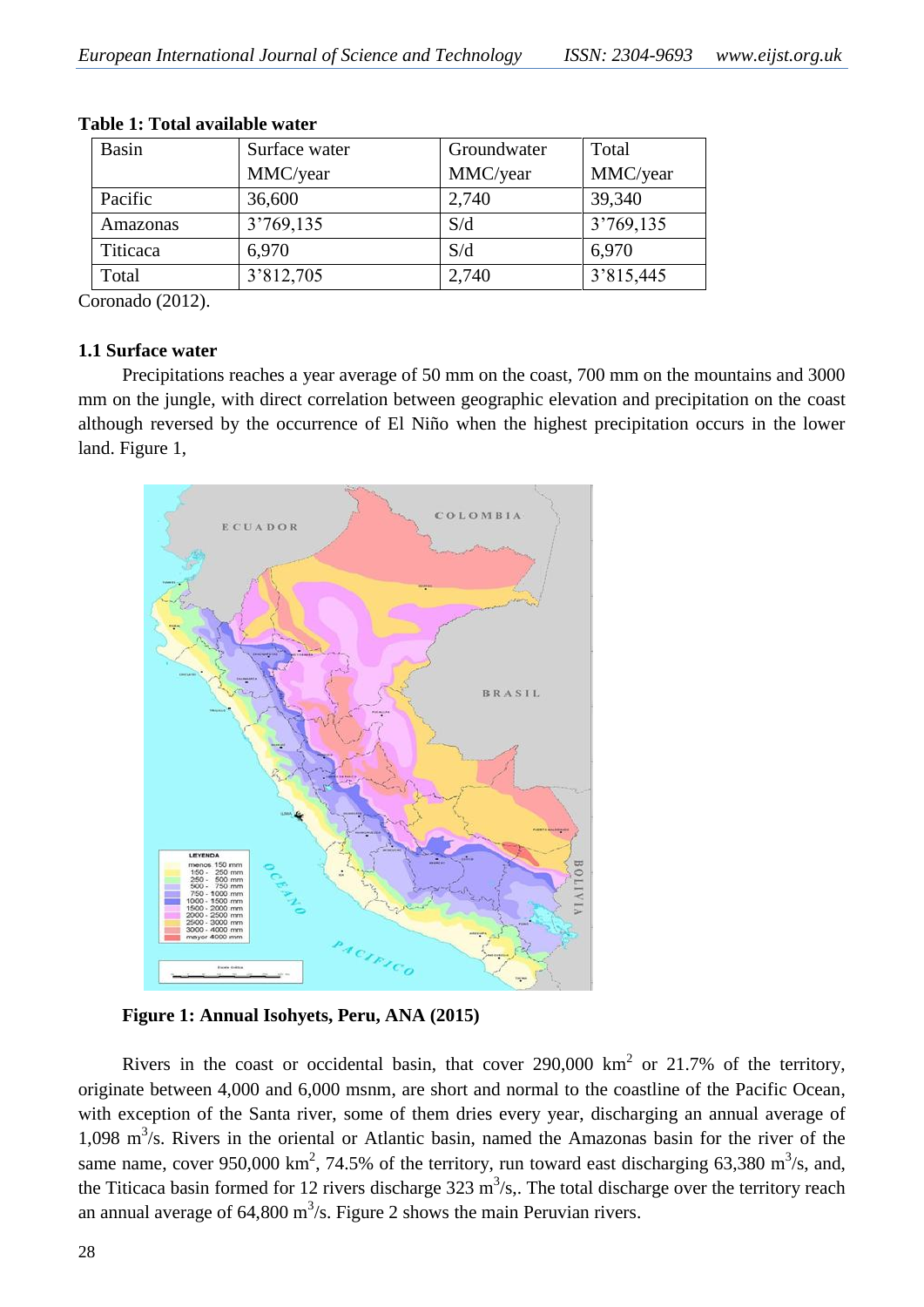**Table 1: Total available water**

| Basin | Surface water MMC/year | Groundwater MMC/year | Total MMC/year |
|---|---|---|---|
| Pacific | 36,600 | 2,740 | 39,340 |
| Amazonas | 3'769,135 | S/d | 3'769,135 |
| Titicaca | 6,970 | S/d | 6,970 |
| Total | 3'812,705 | 2,740 | 3'815,445 |

Coronado (2012).

### 1.1 Surface water

Precipitations reaches a year average of 50 mm on the coast, 700 mm on the mountains and 3000 mm on the jungle, with direct correlation between geographic elevation and precipitation on the coast although reversed by the occurrence of El Niño when the highest precipitation occurs in the lower land. Figure 1,

**Figure 1: Annual Isohyets, Peru, ANA (2015)**

Rivers in the coast or occidental basin, that cover 290,000 km$^2$ or 21.7% of the territory, originate between 4,000 and 6,000 msnm, are short and normal to the coastline of the Pacific Ocean, with exception of the Santa river, some of them dries every year, discharging an annual average of 1,098 m$^3$/s. Rivers in the oriental or Atlantic basin, named the Amazonas basin for the river of the same name, cover 950,000 km$^2$, 74.5% of the territory, run toward east discharging 63,380 m$^3$/s, and, the Titicaca basin formed for 12 rivers discharge 323 m$^3$/s,. The total discharge over the territory reach an annual average of 64,800 m$^3$/s. Figure 2 shows the main Peruvian rivers.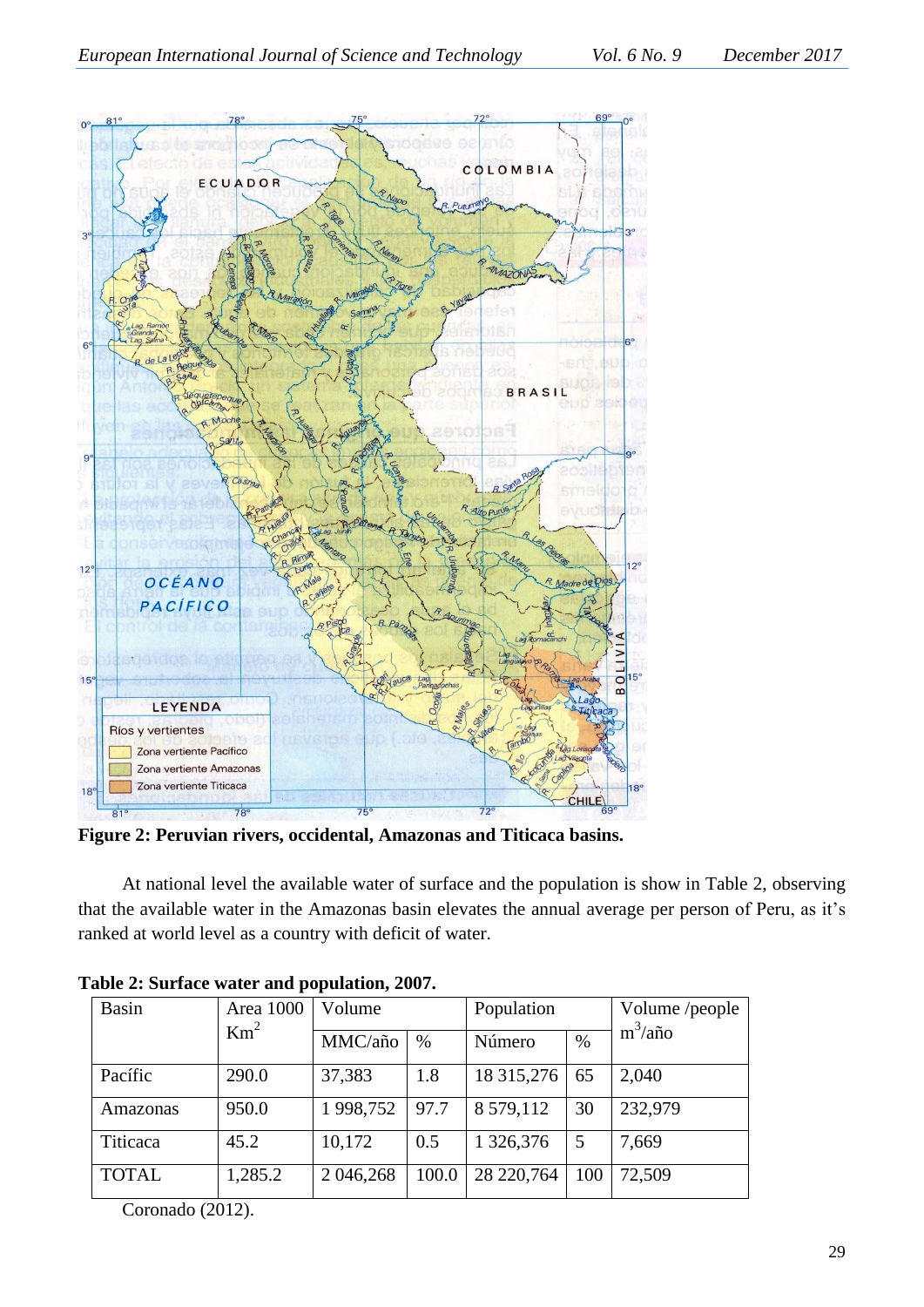**Figure 2: Peruvian rivers, occidental, Amazonas and Titicaca basins.**

At national level the available water of surface and the population is show in Table 2, observing that the available water in the Amazonas basin elevates the annual average per person of Peru, as it's ranked at world level as a country with deficit of water.

**Table 2: Surface water and population, 2007.**

| Basin | Area 1000 $Km^2$ | Volume | | Population | | Volume /people $m^3$/año |
|---|---|---|---|---|---|---|
| | | MMC/año | % | Número | % | |
| Pacífic | 290.0 | 37,383 | 1.8 | 18 315,276 | 65 | 2,040 |
| Amazonas | 950.0 | 1 998,752 | 97.7 | 8 579,112 | 30 | 232,979 |
| Titicaca | 45.2 | 10,172 | 0.5 | 1 326,376 | 5 | 7,669 |
| TOTAL | 1,285.2 | 2 046,268 | 100.0 | 28 220,764 | 100 | 72,509 |

Coronado (2012).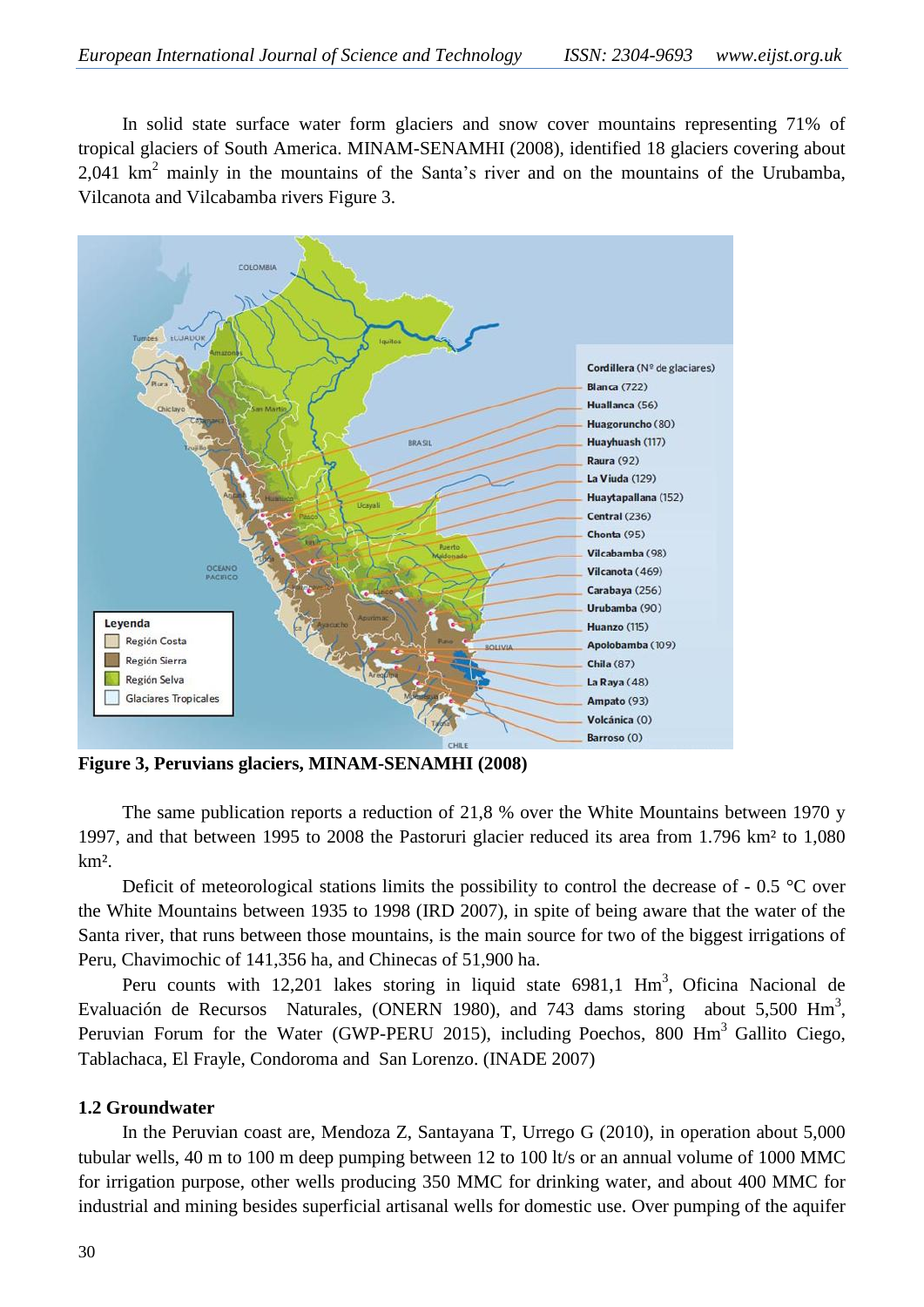In solid state surface water form glaciers and snow cover mountains representing 71% of tropical glaciers of South America. MINAM-SENAMHI (2008), identified 18 glaciers covering about 2,041 km$^2$ mainly in the mountains of the Santa's river and on the mountains of the Urubamba, Vilcanota and Vilcabamba rivers Figure 3.

**Figure 3, Peruvians glaciers, MINAM-SENAMHI (2008)**

The same publication reports a reduction of 21,8 % over the White Mountains between 1970 y 1997, and that between 1995 to 2008 the Pastoruri glacier reduced its area from 1.796 km² to 1,080 km².

Deficit of meteorological stations limits the possibility to control the decrease of - 0.5 °C over the White Mountains between 1935 to 1998 (IRD 2007), in spite of being aware that the water of the Santa river, that runs between those mountains, is the main source for two of the biggest irrigations of Peru, Chavimochic of 141,356 ha, and Chinecas of 51,900 ha.

Peru counts with 12,201 lakes storing in liquid state 6981,1 Hm$^3$, Oficina Nacional de Evaluación de Recursos Naturales, (ONERN 1980), and 743 dams storing about 5,500 Hm$^3$, Peruvian Forum for the Water (GWP-PERU 2015), including Poechos, 800 Hm$^3$ Gallito Ciego, Tablachaca, El Frayle, Condoroma and San Lorenzo. (INADE 2007)

### 1.2 Groundwater

In the Peruvian coast are, Mendoza Z, Santayana T, Urrego G (2010), in operation about 5,000 tubular wells, 40 m to 100 m deep pumping between 12 to 100 lt/s or an annual volume of 1000 MMC for irrigation purpose, other wells producing 350 MMC for drinking water, and about 400 MMC for industrial and mining besides superficial artisanal wells for domestic use. Over pumping of the aquifer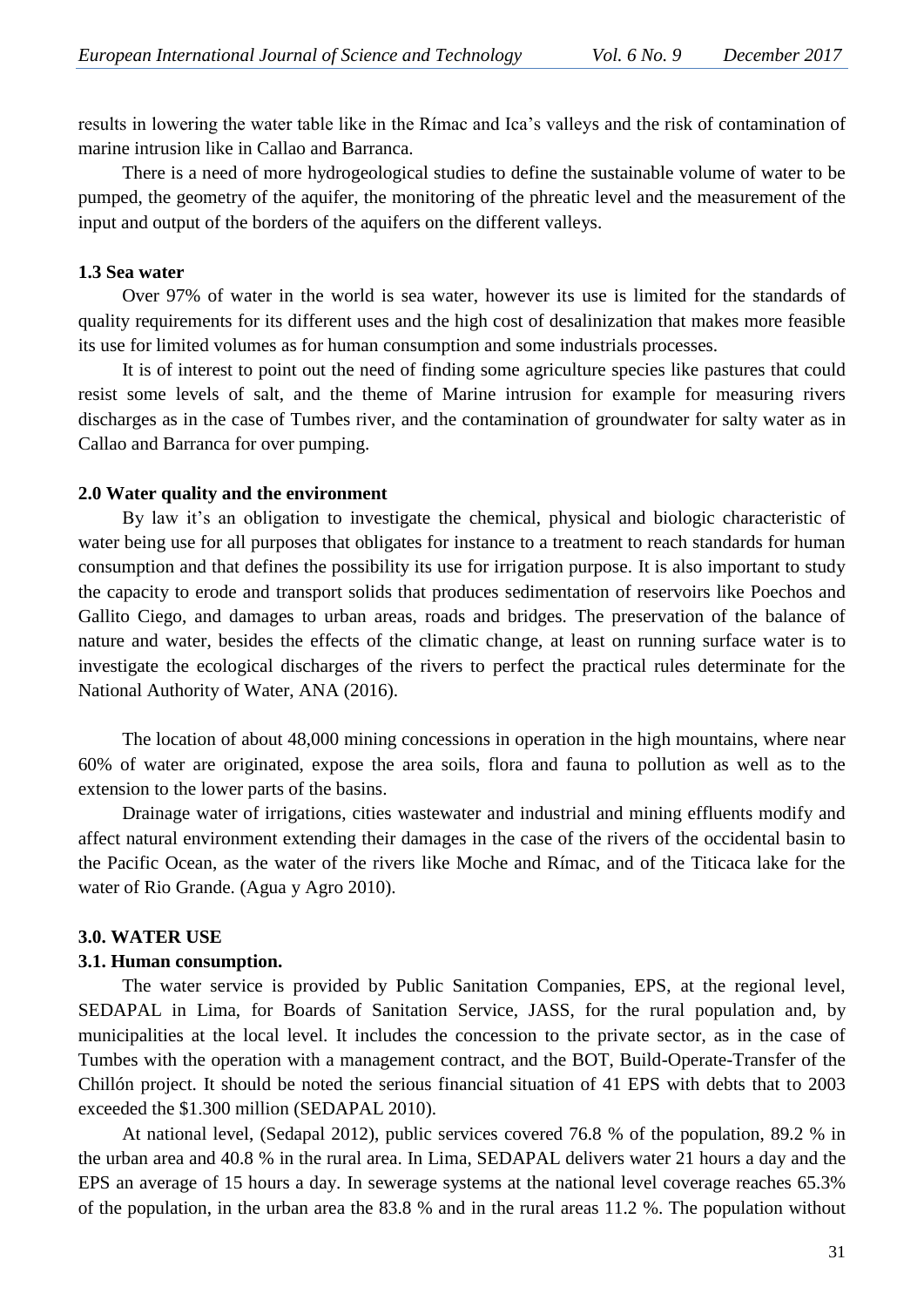results in lowering the water table like in the Rímac and Ica's valleys and the risk of contamination of marine intrusion like in Callao and Barranca.

There is a need of more hydrogeological studies to define the sustainable volume of water to be pumped, the geometry of the aquifer, the monitoring of the phreatic level and the measurement of the input and output of the borders of the aquifers on the different valleys.

### 1.3 Sea water

Over 97% of water in the world is sea water, however its use is limited for the standards of quality requirements for its different uses and the high cost of desalinization that makes more feasible its use for limited volumes as for human consumption and some industrials processes.

It is of interest to point out the need of finding some agriculture species like pastures that could resist some levels of salt, and the theme of Marine intrusion for example for measuring rivers discharges as in the case of Tumbes river, and the contamination of groundwater for salty water as in Callao and Barranca for over pumping.

## 2.0 Water quality and the environment

By law it's an obligation to investigate the chemical, physical and biologic characteristic of water being use for all purposes that obligates for instance to a treatment to reach standards for human consumption and that defines the possibility its use for irrigation purpose. It is also important to study the capacity to erode and transport solids that produces sedimentation of reservoirs like Poechos and Gallito Ciego, and damages to urban areas, roads and bridges. The preservation of the balance of nature and water, besides the effects of the climatic change, at least on running surface water is to investigate the ecological discharges of the rivers to perfect the practical rules determinate for the National Authority of Water, ANA (2016).

The location of about 48,000 mining concessions in operation in the high mountains, where near 60% of water are originated, expose the area soils, flora and fauna to pollution as well as to the extension to the lower parts of the basins.

Drainage water of irrigations, cities wastewater and industrial and mining effluents modify and affect natural environment extending their damages in the case of the rivers of the occidental basin to the Pacific Ocean, as the water of the rivers like Moche and Rímac, and of the Titicaca lake for the water of Rio Grande. (Agua y Agro 2010).

## 3.0. WATER USE

### 3.1. Human consumption.

The water service is provided by Public Sanitation Companies, EPS, at the regional level, SEDAPAL in Lima, for Boards of Sanitation Service, JASS, for the rural population and, by municipalities at the local level. It includes the concession to the private sector, as in the case of Tumbes with the operation with a management contract, and the BOT, Build-Operate-Transfer of the Chillón project. It should be noted the serious financial situation of 41 EPS with debts that to 2003 exceeded the $1.300 million (SEDAPAL 2010).

At national level, (Sedapal 2012), public services covered 76.8 % of the population, 89.2 % in the urban area and 40.8 % in the rural area. In Lima, SEDAPAL delivers water 21 hours a day and the EPS an average of 15 hours a day. In sewerage systems at the national level coverage reaches 65.3% of the population, in the urban area the 83.8 % and in the rural areas 11.2 %. The population without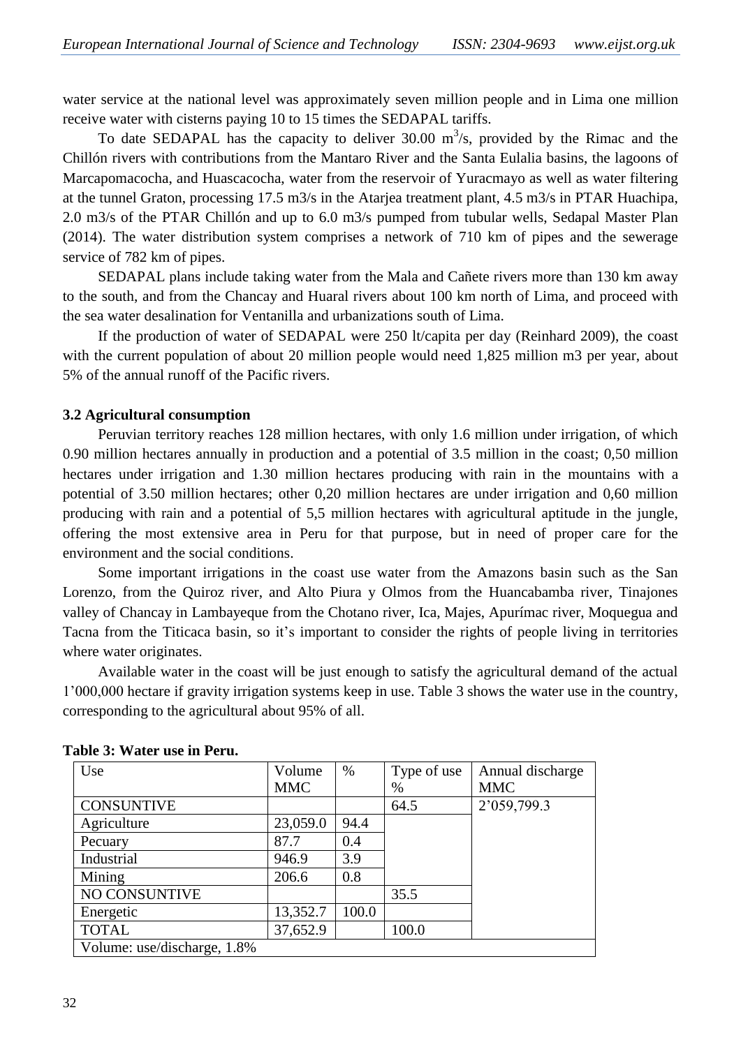water service at the national level was approximately seven million people and in Lima one million receive water with cisterns paying 10 to 15 times the SEDAPAL tariffs.

To date SEDAPAL has the capacity to deliver 30.00 $m^3/s$, provided by the Rimac and the Chillón rivers with contributions from the Mantaro River and the Santa Eulalia basins, the lagoons of Marcapomacocha, and Huascacocha, water from the reservoir of Yuracmayo as well as water filtering at the tunnel Graton, processing 17.5 m3/s in the Atarjea treatment plant, 4.5 m3/s in PTAR Huachipa, 2.0 m3/s of the PTAR Chillón and up to 6.0 m3/s pumped from tubular wells, Sedapal Master Plan (2014). The water distribution system comprises a network of 710 km of pipes and the sewerage service of 782 km of pipes.

SEDAPAL plans include taking water from the Mala and Cañete rivers more than 130 km away to the south, and from the Chancay and Huaral rivers about 100 km north of Lima, and proceed with the sea water desalination for Ventanilla and urbanizations south of Lima.

If the production of water of SEDAPAL were 250 lt/capita per day (Reinhard 2009), the coast with the current population of about 20 million people would need 1,825 million m3 per year, about 5% of the annual runoff of the Pacific rivers.

**3.2 Agricultural consumption**

Peruvian territory reaches 128 million hectares, with only 1.6 million under irrigation, of which 0.90 million hectares annually in production and a potential of 3.5 million in the coast; 0,50 million hectares under irrigation and 1.30 million hectares producing with rain in the mountains with a potential of 3.50 million hectares; other 0,20 million hectares are under irrigation and 0,60 million producing with rain and a potential of 5,5 million hectares with agricultural aptitude in the jungle, offering the most extensive area in Peru for that purpose, but in need of proper care for the environment and the social conditions.

Some important irrigations in the coast use water from the Amazons basin such as the San Lorenzo, from the Quiroz river, and Alto Piura y Olmos from the Huancabamba river, Tinajones valley of Chancay in Lambayeque from the Chotano river, Ica, Majes, Apurímac river, Moquegua and Tacna from the Titicaca basin, so it's important to consider the rights of people living in territories where water originates.

Available water in the coast will be just enough to satisfy the agricultural demand of the actual 1'000,000 hectare if gravity irrigation systems keep in use. Table 3 shows the water use in the country, corresponding to the agricultural about 95% of all.

**Table 3: Water use in Peru.**

| Use | Volume MMC | % | Type of use % | Annual discharge MMC |
|---|---|---|---|---|
| CONSUNTIVE | | | 64.5 | 2'059,799.3 |
| Agriculture | 23,059.0 | 94.4 | | |
| Pecuary | 87.7 | 0.4 | | |
| Industrial | 946.9 | 3.9 | | |
| Mining | 206.6 | 0.8 | | |
| NO CONSUNTIVE | | | 35.5 | |
| Energetic | 13,352.7 | 100.0 | | |
| TOTAL | 37,652.9 | | 100.0 | |
| Volume: use/discharge, 1.8% | | | | |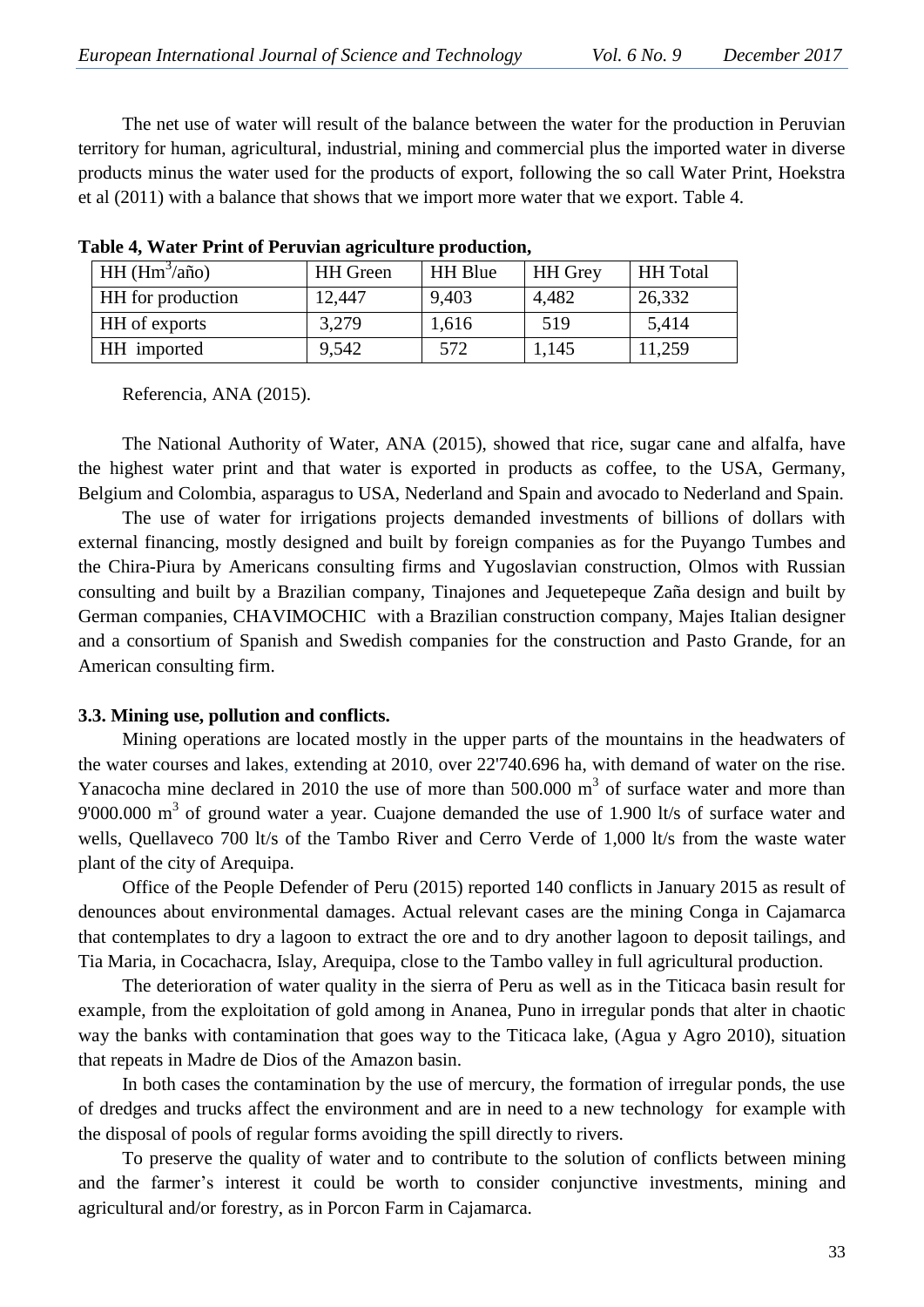The net use of water will result of the balance between the water for the production in Peruvian territory for human, agricultural, industrial, mining and commercial plus the imported water in diverse products minus the water used for the products of export, following the so call Water Print, Hoekstra et al (2011) with a balance that shows that we import more water that we export. Table 4.

**Table 4, Water Print of Peruvian agriculture production,**

| HH ($Hm^3$/año) | HH Green | HH Blue | HH Grey | HH Total |
|---|---|---|---|---|
| HH for production | 12,447 | 9,403 | 4,482 | 26,332 |
| HH of exports | 3,279 | 1,616 | 519 | 5,414 |
| HH imported | 9,542 | 572 | 1,145 | 11,259 |

Referencia, ANA (2015).

The National Authority of Water, ANA (2015), showed that rice, sugar cane and alfalfa, have the highest water print and that water is exported in products as coffee, to the USA, Germany, Belgium and Colombia, asparagus to USA, Nederland and Spain and avocado to Nederland and Spain.

The use of water for irrigations projects demanded investments of billions of dollars with external financing, mostly designed and built by foreign companies as for the Puyango Tumbes and the Chira-Piura by Americans consulting firms and Yugoslavian construction, Olmos with Russian consulting and built by a Brazilian company, Tinajones and Jequetepeque Zaña design and built by German companies, CHAVIMOCHIC with a Brazilian construction company, Majes Italian designer and a consortium of Spanish and Swedish companies for the construction and Pasto Grande, for an American consulting firm.

### 3.3. Mining use, pollution and conflicts.

Mining operations are located mostly in the upper parts of the mountains in the headwaters of the water courses and lakes, extending at 2010, over 22'740.696 ha, with demand of water on the rise. Yanacocha mine declared in 2010 the use of more than 500.000 $m^3$ of surface water and more than 9'000.000 $m^3$ of ground water a year. Cuajone demanded the use of 1.900 lt/s of surface water and wells, Quellaveco 700 lt/s of the Tambo River and Cerro Verde of 1,000 lt/s from the waste water plant of the city of Arequipa.

Office of the People Defender of Peru (2015) reported 140 conflicts in January 2015 as result of denounces about environmental damages. Actual relevant cases are the mining Conga in Cajamarca that contemplates to dry a lagoon to extract the ore and to dry another lagoon to deposit tailings, and Tia Maria, in Cocachacra, Islay, Arequipa, close to the Tambo valley in full agricultural production.

The deterioration of water quality in the sierra of Peru as well as in the Titicaca basin result for example, from the exploitation of gold among in Ananea, Puno in irregular ponds that alter in chaotic way the banks with contamination that goes way to the Titicaca lake, (Agua y Agro 2010), situation that repeats in Madre de Dios of the Amazon basin.

In both cases the contamination by the use of mercury, the formation of irregular ponds, the use of dredges and trucks affect the environment and are in need to a new technology for example with the disposal of pools of regular forms avoiding the spill directly to rivers.

To preserve the quality of water and to contribute to the solution of conflicts between mining and the farmer's interest it could be worth to consider conjunctive investments, mining and agricultural and/or forestry, as in Porcon Farm in Cajamarca.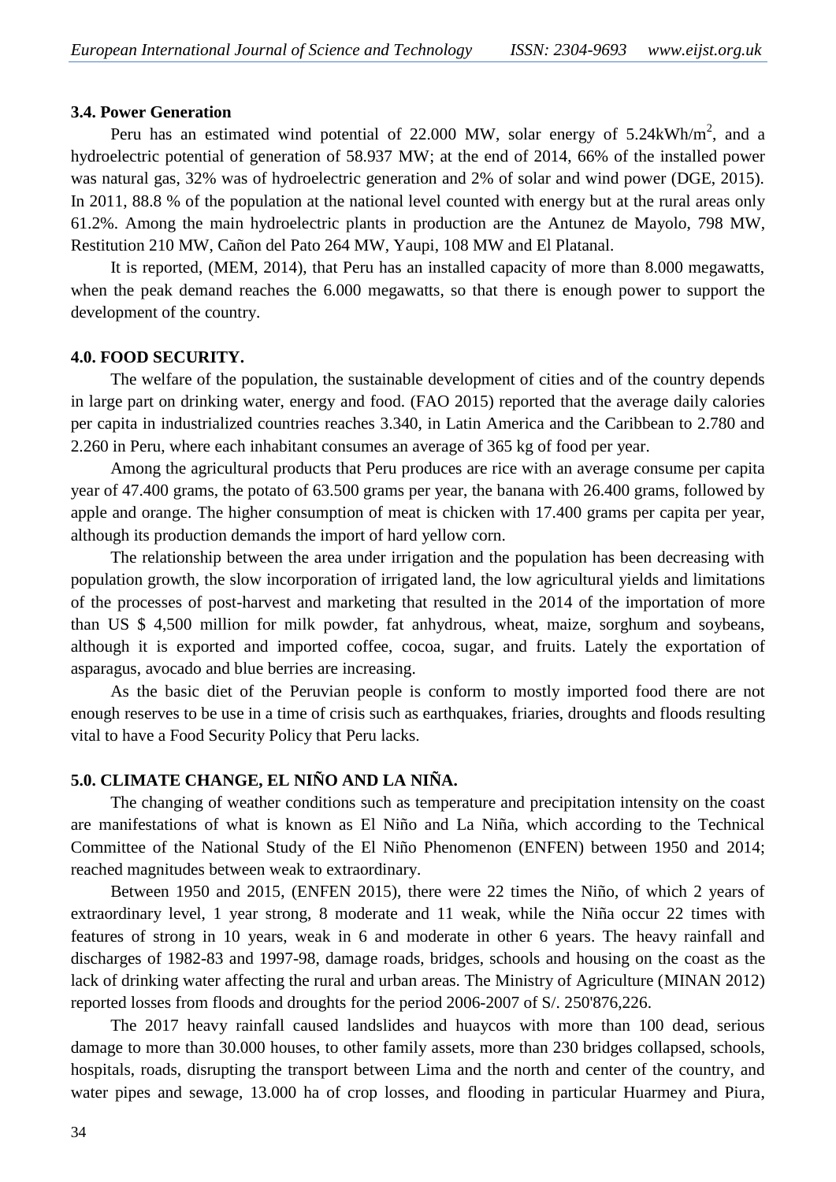### 3.4. Power Generation

Peru has an estimated wind potential of 22.000 MW, solar energy of 5.24kWh/$m^2$, and a hydroelectric potential of generation of 58.937 MW; at the end of 2014, 66% of the installed power was natural gas, 32% was of hydroelectric generation and 2% of solar and wind power (DGE, 2015). In 2011, 88.8 % of the population at the national level counted with energy but at the rural areas only 61.2%. Among the main hydroelectric plants in production are the Antunez de Mayolo, 798 MW, Restitution 210 MW, Cañon del Pato 264 MW, Yaupi, 108 MW and El Platanal.

It is reported, (MEM, 2014), that Peru has an installed capacity of more than 8.000 megawatts, when the peak demand reaches the 6.000 megawatts, so that there is enough power to support the development of the country.

## 4.0. FOOD SECURITY.

The welfare of the population, the sustainable development of cities and of the country depends in large part on drinking water, energy and food. (FAO 2015) reported that the average daily calories per capita in industrialized countries reaches 3.340, in Latin America and the Caribbean to 2.780 and 2.260 in Peru, where each inhabitant consumes an average of 365 kg of food per year.

Among the agricultural products that Peru produces are rice with an average consume per capita year of 47.400 grams, the potato of 63.500 grams per year, the banana with 26.400 grams, followed by apple and orange. The higher consumption of meat is chicken with 17.400 grams per capita per year, although its production demands the import of hard yellow corn.

The relationship between the area under irrigation and the population has been decreasing with population growth, the slow incorporation of irrigated land, the low agricultural yields and limitations of the processes of post-harvest and marketing that resulted in the 2014 of the importation of more than US $ 4,500 million for milk powder, fat anhydrous, wheat, maize, sorghum and soybeans, although it is exported and imported coffee, cocoa, sugar, and fruits. Lately the exportation of asparagus, avocado and blue berries are increasing.

As the basic diet of the Peruvian people is conform to mostly imported food there are not enough reserves to be use in a time of crisis such as earthquakes, friaries, droughts and floods resulting vital to have a Food Security Policy that Peru lacks.

## 5.0. CLIMATE CHANGE, EL NIÑO AND LA NIÑA.

The changing of weather conditions such as temperature and precipitation intensity on the coast are manifestations of what is known as El Niño and La Niña, which according to the Technical Committee of the National Study of the El Niño Phenomenon (ENFEN) between 1950 and 2014; reached magnitudes between weak to extraordinary.

Between 1950 and 2015, (ENFEN 2015), there were 22 times the Niño, of which 2 years of extraordinary level, 1 year strong, 8 moderate and 11 weak, while the Niña occur 22 times with features of strong in 10 years, weak in 6 and moderate in other 6 years. The heavy rainfall and discharges of 1982-83 and 1997-98, damage roads, bridges, schools and housing on the coast as the lack of drinking water affecting the rural and urban areas. The Ministry of Agriculture (MINAN 2012) reported losses from floods and droughts for the period 2006-2007 of S/. 250'876,226.

The 2017 heavy rainfall caused landslides and huaycos with more than 100 dead, serious damage to more than 30.000 houses, to other family assets, more than 230 bridges collapsed, schools, hospitals, roads, disrupting the transport between Lima and the north and center of the country, and water pipes and sewage, 13.000 ha of crop losses, and flooding in particular Huarmey and Piura,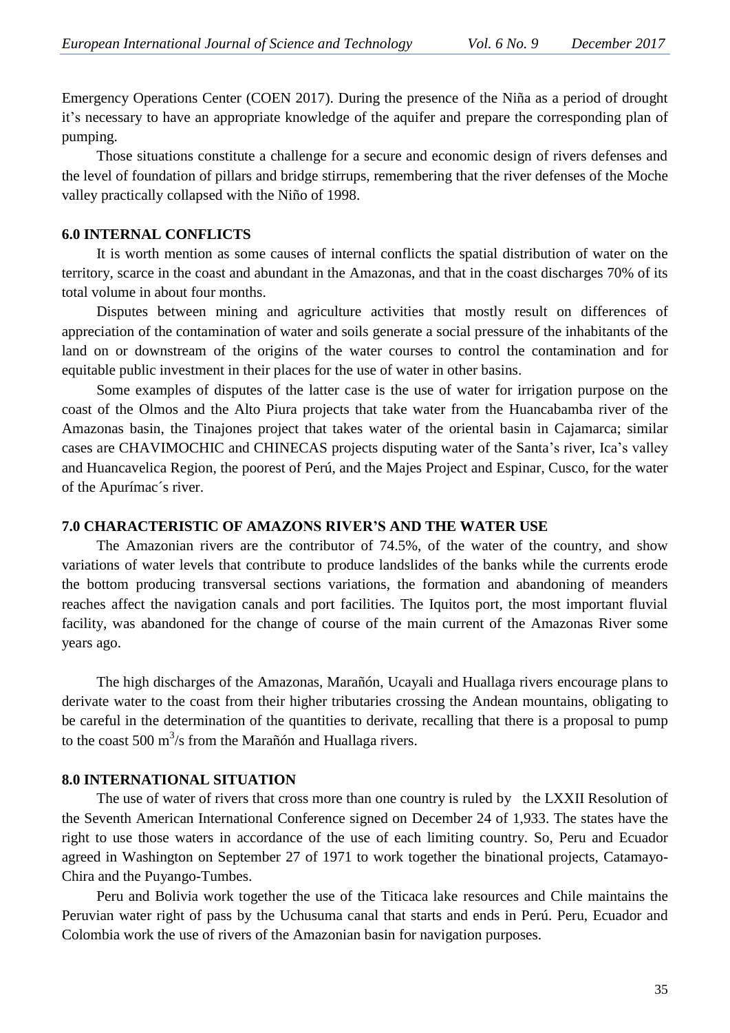Emergency Operations Center (COEN 2017). During the presence of the Niña as a period of drought it's necessary to have an appropriate knowledge of the aquifer and prepare the corresponding plan of pumping.

Those situations constitute a challenge for a secure and economic design of rivers defenses and the level of foundation of pillars and bridge stirrups, remembering that the river defenses of the Moche valley practically collapsed with the Niño of 1998.

## 6.0 INTERNAL CONFLICTS

It is worth mention as some causes of internal conflicts the spatial distribution of water on the territory, scarce in the coast and abundant in the Amazonas, and that in the coast discharges 70% of its total volume in about four months.

Disputes between mining and agriculture activities that mostly result on differences of appreciation of the contamination of water and soils generate a social pressure of the inhabitants of the land on or downstream of the origins of the water courses to control the contamination and for equitable public investment in their places for the use of water in other basins.

Some examples of disputes of the latter case is the use of water for irrigation purpose on the coast of the Olmos and the Alto Piura projects that take water from the Huancabamba river of the Amazonas basin, the Tinajones project that takes water of the oriental basin in Cajamarca; similar cases are CHAVIMOCHIC and CHINECAS projects disputing water of the Santa's river, Ica's valley and Huancavelica Region, the poorest of Perú, and the Majes Project and Espinar, Cusco, for the water of the Apurímac´s river.

## 7.0 CHARACTERISTIC OF AMAZONS RIVER'S AND THE WATER USE

The Amazonian rivers are the contributor of 74.5%, of the water of the country, and show variations of water levels that contribute to produce landslides of the banks while the currents erode the bottom producing transversal sections variations, the formation and abandoning of meanders reaches affect the navigation canals and port facilities. The Iquitos port, the most important fluvial facility, was abandoned for the change of course of the main current of the Amazonas River some years ago.

The high discharges of the Amazonas, Marañón, Ucayali and Huallaga rivers encourage plans to derivate water to the coast from their higher tributaries crossing the Andean mountains, obligating to be careful in the determination of the quantities to derivate, recalling that there is a proposal to pump to the coast 500 $m^3$/s from the Marañón and Huallaga rivers.

## 8.0 INTERNATIONAL SITUATION

The use of water of rivers that cross more than one country is ruled by the LXXII Resolution of the Seventh American International Conference signed on December 24 of 1,933. The states have the right to use those waters in accordance of the use of each limiting country. So, Peru and Ecuador agreed in Washington on September 27 of 1971 to work together the binational projects, Catamayo-Chira and the Puyango-Tumbes.

Peru and Bolivia work together the use of the Titicaca lake resources and Chile maintains the Peruvian water right of pass by the Uchusuma canal that starts and ends in Perú. Peru, Ecuador and Colombia work the use of rivers of the Amazonian basin for navigation purposes.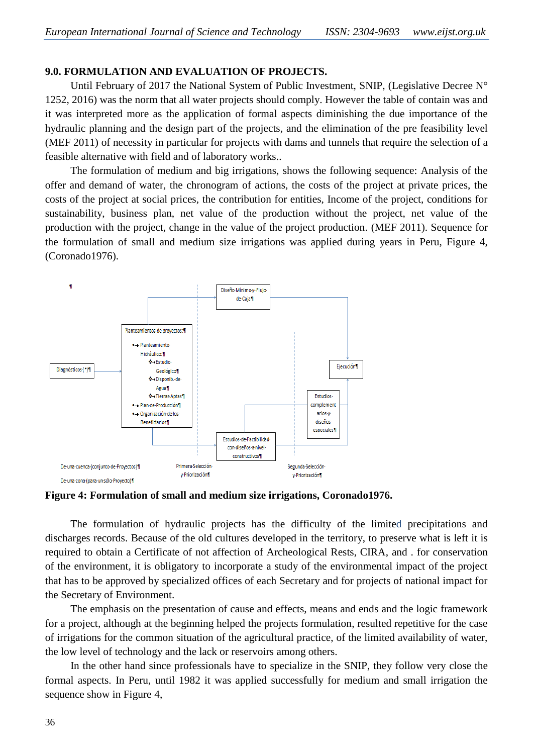## 9.0. FORMULATION AND EVALUATION OF PROJECTS.

Until February of 2017 the National System of Public Investment, SNIP, (Legislative Decree N° 1252, 2016) was the norm that all water projects should comply. However the table of contain was and it was interpreted more as the application of formal aspects diminishing the due importance of the hydraulic planning and the design part of the projects, and the elimination of the pre feasibility level (MEF 2011) of necessity in particular for projects with dams and tunnels that require the selection of a feasible alternative with field and of laboratory works..

The formulation of medium and big irrigations, shows the following sequence: Analysis of the offer and demand of water, the chronogram of actions, the costs of the project at private prices, the costs of the project at social prices, the contribution for entities, Income of the project, conditions for sustainability, business plan, net value of the production without the project, net value of the production with the project, change in the value of the project production. (MEF 2011). Sequence for the formulation of small and medium size irrigations was applied during years in Peru, Figure 4, (Coronado1976).

Diseño Mínimo y Flujo de Caja

Planteamientos de proyectos:
- Planteamiento Hidráulico:
  - Estudio Geológico
  - Disponib. de Agua
  - Tierras Aptas
- Plan de Producción
- Organización de los Beneficiarios

Diagnósticos (*)

Ejecución

Estudios complementarios y diseños especiales

Estudios de Factibilidad con diseños a nivel constructivos

De una cuenca (conjunto de Proyectos)

De una zona (para un sólo Proyecto)

Primera Selección y Priorización

Segunda Selección y Priorización

**Figure 4: Formulation of small and medium size irrigations, Coronado1976.**

The formulation of hydraulic projects has the difficulty of the limited precipitations and discharges records. Because of the old cultures developed in the territory, to preserve what is left it is required to obtain a Certificate of not affection of Archeological Rests, CIRA, and . for conservation of the environment, it is obligatory to incorporate a study of the environmental impact of the project that has to be approved by specialized offices of each Secretary and for projects of national impact for the Secretary of Environment.

The emphasis on the presentation of cause and effects, means and ends and the logic framework for a project, although at the beginning helped the projects formulation, resulted repetitive for the case of irrigations for the common situation of the agricultural practice, of the limited availability of water, the low level of technology and the lack or reservoirs among others.

In the other hand since professionals have to specialize in the SNIP, they follow very close the formal aspects. In Peru, until 1982 it was applied successfully for medium and small irrigation the sequence show in Figure 4,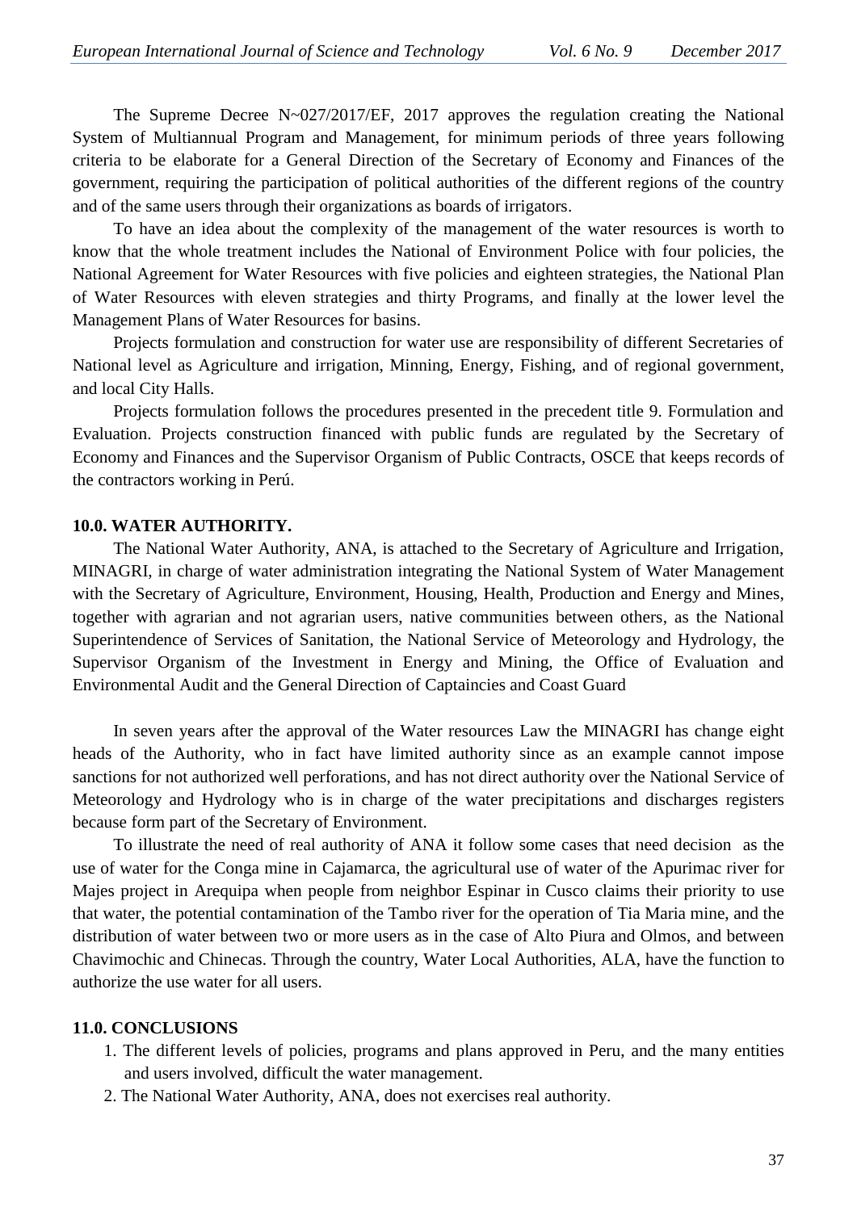The Supreme Decree N~027/2017/EF, 2017 approves the regulation creating the National System of Multiannual Program and Management, for minimum periods of three years following criteria to be elaborate for a General Direction of the Secretary of Economy and Finances of the government, requiring the participation of political authorities of the different regions of the country and of the same users through their organizations as boards of irrigators.

To have an idea about the complexity of the management of the water resources is worth to know that the whole treatment includes the National of Environment Police with four policies, the National Agreement for Water Resources with five policies and eighteen strategies, the National Plan of Water Resources with eleven strategies and thirty Programs, and finally at the lower level the Management Plans of Water Resources for basins.

Projects formulation and construction for water use are responsibility of different Secretaries of National level as Agriculture and irrigation, Minning, Energy, Fishing, and of regional government, and local City Halls.

Projects formulation follows the procedures presented in the precedent title 9. Formulation and Evaluation. Projects construction financed with public funds are regulated by the Secretary of Economy and Finances and the Supervisor Organism of Public Contracts, OSCE that keeps records of the contractors working in Perú.

## 10.0. WATER AUTHORITY.

The National Water Authority, ANA, is attached to the Secretary of Agriculture and Irrigation, MINAGRI, in charge of water administration integrating the National System of Water Management with the Secretary of Agriculture, Environment, Housing, Health, Production and Energy and Mines, together with agrarian and not agrarian users, native communities between others, as the National Superintendence of Services of Sanitation, the National Service of Meteorology and Hydrology, the Supervisor Organism of the Investment in Energy and Mining, the Office of Evaluation and Environmental Audit and the General Direction of Captaincies and Coast Guard

In seven years after the approval of the Water resources Law the MINAGRI has change eight heads of the Authority, who in fact have limited authority since as an example cannot impose sanctions for not authorized well perforations, and has not direct authority over the National Service of Meteorology and Hydrology who is in charge of the water precipitations and discharges registers because form part of the Secretary of Environment.

To illustrate the need of real authority of ANA it follow some cases that need decision as the use of water for the Conga mine in Cajamarca, the agricultural use of water of the Apurimac river for Majes project in Arequipa when people from neighbor Espinar in Cusco claims their priority to use that water, the potential contamination of the Tambo river for the operation of Tia Maria mine, and the distribution of water between two or more users as in the case of Alto Piura and Olmos, and between Chavimochic and Chinecas. Through the country, Water Local Authorities, ALA, have the function to authorize the use water for all users.

## 11.0. CONCLUSIONS

1. The different levels of policies, programs and plans approved in Peru, and the many entities and users involved, difficult the water management.
2. The National Water Authority, ANA, does not exercises real authority.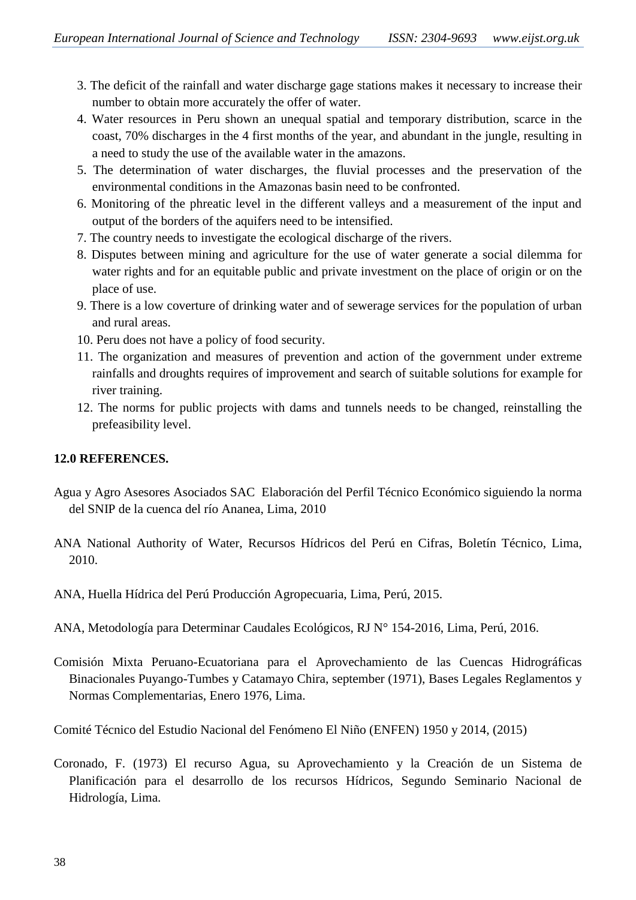3. The deficit of the rainfall and water discharge gage stations makes it necessary to increase their number to obtain more accurately the offer of water.
4. Water resources in Peru shown an unequal spatial and temporary distribution, scarce in the coast, 70% discharges in the 4 first months of the year, and abundant in the jungle, resulting in a need to study the use of the available water in the amazons.
5. The determination of water discharges, the fluvial processes and the preservation of the environmental conditions in the Amazonas basin need to be confronted.
6. Monitoring of the phreatic level in the different valleys and a measurement of the input and output of the borders of the aquifers need to be intensified.
7. The country needs to investigate the ecological discharge of the rivers.
8. Disputes between mining and agriculture for the use of water generate a social dilemma for water rights and for an equitable public and private investment on the place of origin or on the place of use.
9. There is a low coverture of drinking water and of sewerage services for the population of urban and rural areas.
10. Peru does not have a policy of food security.
11. The organization and measures of prevention and action of the government under extreme rainfalls and droughts requires of improvement and search of suitable solutions for example for river training.
12. The norms for public projects with dams and tunnels needs to be changed, reinstalling the prefeasibility level.

## 12.0 REFERENCES.

Agua y Agro Asesores Asociados SAC Elaboración del Perfil Técnico Económico siguiendo la norma del SNIP de la cuenca del río Ananea, Lima, 2010

ANA National Authority of Water, Recursos Hídricos del Perú en Cifras, Boletín Técnico, Lima, 2010.

ANA, Huella Hídrica del Perú Producción Agropecuaria, Lima, Perú, 2015.

ANA, Metodología para Determinar Caudales Ecológicos, RJ N° 154-2016, Lima, Perú, 2016.

Comisión Mixta Peruano-Ecuatoriana para el Aprovechamiento de las Cuencas Hidrográficas Binacionales Puyango-Tumbes y Catamayo Chira, september (1971), Bases Legales Reglamentos y Normas Complementarias, Enero 1976, Lima.

Comité Técnico del Estudio Nacional del Fenómeno El Niño (ENFEN) 1950 y 2014, (2015)

Coronado, F. (1973) El recurso Agua, su Aprovechamiento y la Creación de un Sistema de Planificación para el desarrollo de los recursos Hídricos, Segundo Seminario Nacional de Hidrología, Lima.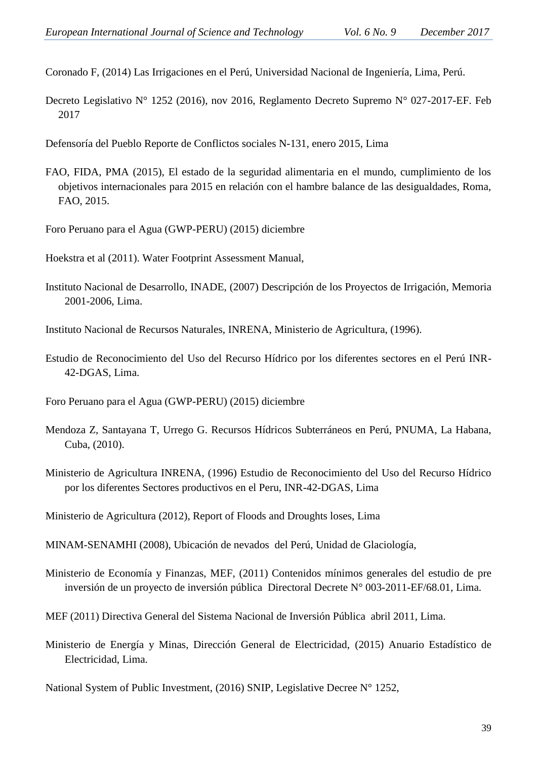Coronado F, (2014) Las Irrigaciones en el Perú, Universidad Nacional de Ingeniería, Lima, Perú.

Decreto Legislativo N° 1252 (2016), nov 2016, Reglamento Decreto Supremo N° 027-2017-EF. Feb 2017

Defensoría del Pueblo Reporte de Conflictos sociales N-131, enero 2015, Lima

FAO, FIDA, PMA (2015), El estado de la seguridad alimentaria en el mundo, cumplimiento de los objetivos internacionales para 2015 en relación con el hambre balance de las desigualdades, Roma, FAO, 2015.

Foro Peruano para el Agua (GWP-PERU) (2015) diciembre

Hoekstra et al (2011). Water Footprint Assessment Manual,

Instituto Nacional de Desarrollo, INADE, (2007) Descripción de los Proyectos de Irrigación, Memoria 2001-2006, Lima.

Instituto Nacional de Recursos Naturales, INRENA, Ministerio de Agricultura, (1996).

Estudio de Reconocimiento del Uso del Recurso Hídrico por los diferentes sectores en el Perú INR-42-DGAS, Lima.

Foro Peruano para el Agua (GWP-PERU) (2015) diciembre

Mendoza Z, Santayana T, Urrego G. Recursos Hídricos Subterráneos en Perú, PNUMA, La Habana, Cuba, (2010).

Ministerio de Agricultura INRENA, (1996) Estudio de Reconocimiento del Uso del Recurso Hídrico por los diferentes Sectores productivos en el Peru, INR-42-DGAS, Lima

Ministerio de Agricultura (2012), Report of Floods and Droughts loses, Lima

MINAM-SENAMHI (2008), Ubicación de nevados del Perú, Unidad de Glaciología,

Ministerio de Economía y Finanzas, MEF, (2011) Contenidos mínimos generales del estudio de pre inversión de un proyecto de inversión pública Directoral Decrete N° 003-2011-EF/68.01, Lima.

MEF (2011) Directiva General del Sistema Nacional de Inversión Pública abril 2011, Lima.

Ministerio de Energía y Minas, Dirección General de Electricidad, (2015) Anuario Estadístico de Electricidad, Lima.

National System of Public Investment, (2016) SNIP, Legislative Decree N° 1252,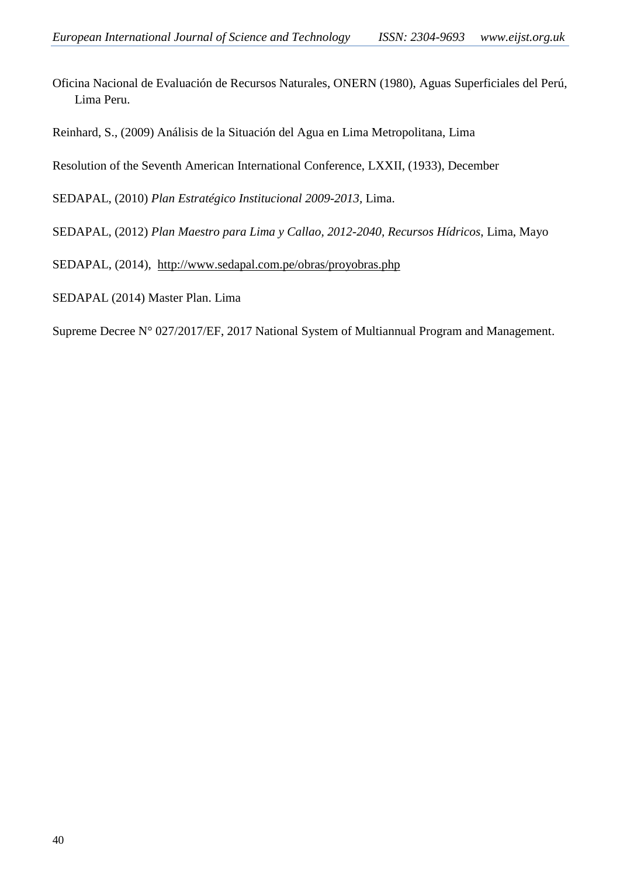Oficina Nacional de Evaluación de Recursos Naturales, ONERN (1980), Aguas Superficiales del Perú, Lima Peru.

Reinhard, S., (2009) Análisis de la Situación del Agua en Lima Metropolitana, Lima

Resolution of the Seventh American International Conference, LXXII, (1933), December

SEDAPAL, (2010) *Plan Estratégico Institucional 2009-2013*, Lima.

SEDAPAL, (2012) *Plan Maestro para Lima y Callao, 2012-2040, Recursos Hídricos*, Lima, Mayo

SEDAPAL, (2014), http://www.sedapal.com.pe/obras/proyobras.php

SEDAPAL (2014) Master Plan. Lima

Supreme Decree N° 027/2017/EF, 2017 National System of Multiannual Program and Management.